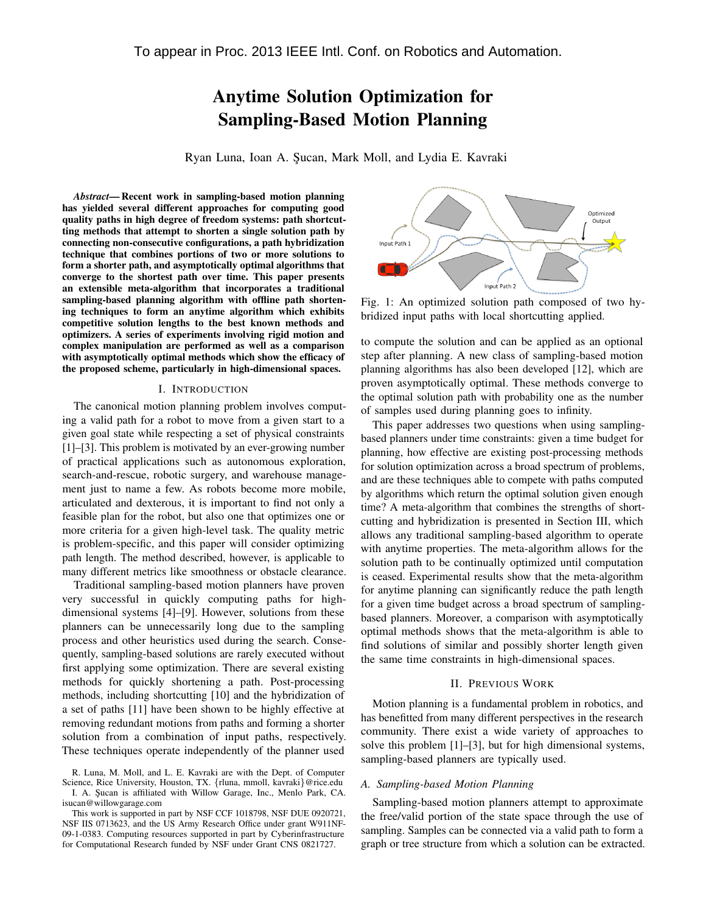To appear in Proc. 2013 IEEE Intl. Conf. on Robotics and Automation.

# Anytime Solution Optimization for Sampling-Based Motion Planning

Ryan Luna, Ioan A. Şucan, Mark Moll, and Lydia E. Kavraki

***Abstract*— Recent work in sampling-based motion planning has yielded several different approaches for computing good quality paths in high degree of freedom systems: path shortcutting methods that attempt to shorten a single solution path by connecting non-consecutive configurations, a path hybridization technique that combines portions of two or more solutions to form a shorter path, and asymptotically optimal algorithms that converge to the shortest path over time. This paper presents an extensible meta-algorithm that incorporates a traditional sampling-based planning algorithm with offline path shortening techniques to form an anytime algorithm which exhibits competitive solution lengths to the best known methods and optimizers. A series of experiments involving rigid motion and complex manipulation are performed as well as a comparison with asymptotically optimal methods which show the efficacy of the proposed scheme, particularly in high-dimensional spaces.**

## I. Introduction

The canonical motion planning problem involves computing a valid path for a robot to move from a given start to a given goal state while respecting a set of physical constraints [1]–[3]. This problem is motivated by an ever-growing number of practical applications such as autonomous exploration, search-and-rescue, robotic surgery, and warehouse management just to name a few. As robots become more mobile, articulated and dexterous, it is important to find not only a feasible plan for the robot, but also one that optimizes one or more criteria for a given high-level task. The quality metric is problem-specific, and this paper will consider optimizing path length. The method described, however, is applicable to many different metrics like smoothness or obstacle clearance.

Traditional sampling-based motion planners have proven very successful in quickly computing paths for high-dimensional systems [4]–[9]. However, solutions from these planners can be unnecessarily long due to the sampling process and other heuristics used during the search. Consequently, sampling-based solutions are rarely executed without first applying some optimization. There are several existing methods for quickly shortening a path. Post-processing methods, including shortcutting [10] and the hybridization of a set of paths [11] have been shown to be highly effective at removing redundant motions from paths and forming a shorter solution from a combination of input paths, respectively. These techniques operate independently of the planner used to compute the solution and can be applied as an optional step after planning. A new class of sampling-based motion planning algorithms has also been developed [12], which are proven asymptotically optimal. These methods converge to the optimal solution path with probability one as the number of samples used during planning goes to infinity.

Input Path 1

Input Path 2

Optimized Output

Fig. 1: An optimized solution path composed of two hybridized input paths with local shortcutting applied.

This paper addresses two questions when using sampling-based planners under time constraints: given a time budget for planning, how effective are existing post-processing methods for solution optimization across a broad spectrum of problems, and are these techniques able to compete with paths computed by algorithms which return the optimal solution given enough time? A meta-algorithm that combines the strengths of shortcutting and hybridization is presented in Section III, which allows any traditional sampling-based algorithm to operate with anytime properties. The meta-algorithm allows for the solution path to be continually optimized until computation is ceased. Experimental results show that the meta-algorithm for anytime planning can significantly reduce the path length for a given time budget across a broad spectrum of sampling-based planners. Moreover, a comparison with asymptotically optimal methods shows that the meta-algorithm is able to find solutions of similar and possibly shorter length given the same time constraints in high-dimensional spaces.

## II. Previous Work

Motion planning is a fundamental problem in robotics, and has benefitted from many different perspectives in the research community. There exist a wide variety of approaches to solve this problem [1]–[3], but for high dimensional systems, sampling-based planners are typically used.

### A. Sampling-based Motion Planning

Sampling-based motion planners attempt to approximate the free/valid portion of the state space through the use of sampling. Samples can be connected via a valid path to form a graph or tree structure from which a solution can be extracted.

R. Luna, M. Moll, and L. E. Kavraki are with the Dept. of Computer Science, Rice University, Houston, TX. {rluna, mmoll, kavraki}@rice.edu

I. A. Şucan is affiliated with Willow Garage, Inc., Menlo Park, CA. isucan@willowgarage.com

This work is supported in part by NSF CCF 1018798, NSF DUE 0920721, NSF IIS 0713623, and the US Army Research Office under grant W911NF-09-1-0383. Computing resources supported in part by Cyberinfrastructure for Computational Research funded by NSF under Grant CNS 0821727.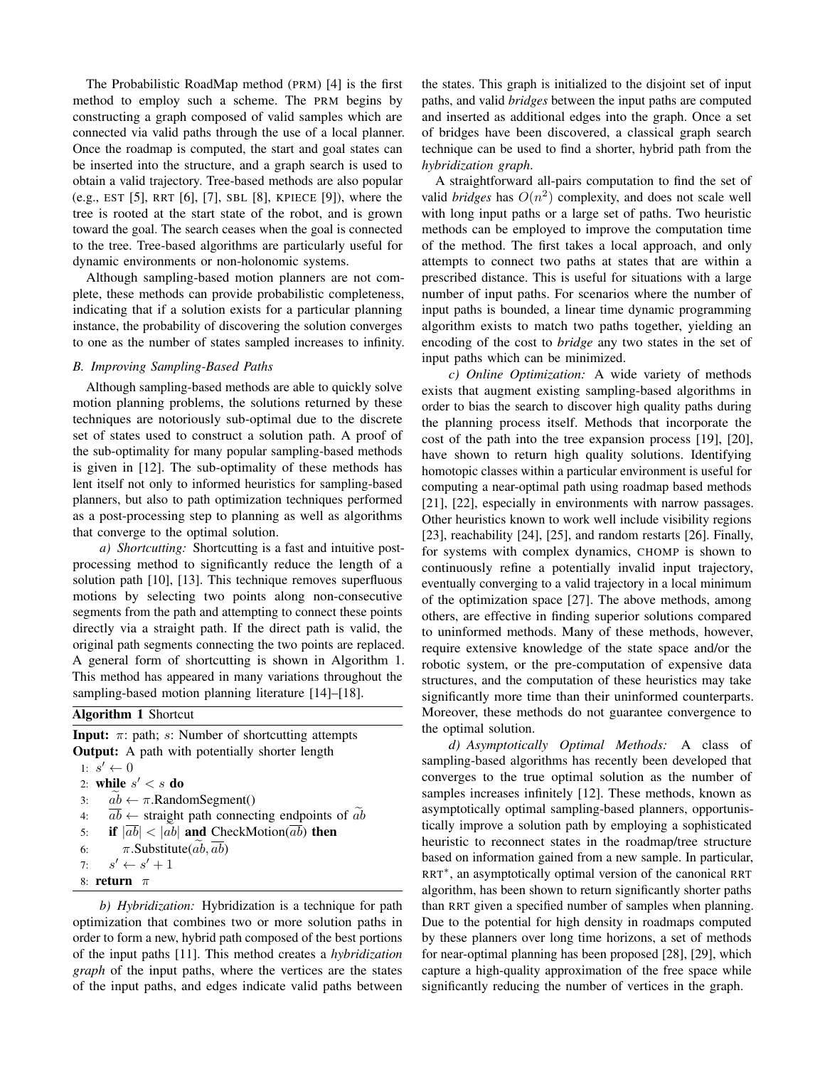The Probabilistic RoadMap method (PRM) [4] is the first method to employ such a scheme. The PRM begins by constructing a graph composed of valid samples which are connected via valid paths through the use of a local planner. Once the roadmap is computed, the start and goal states can be inserted into the structure, and a graph search is used to obtain a valid trajectory. Tree-based methods are also popular (e.g., EST [5], RRT [6], [7], SBL [8], KPIECE [9]), where the tree is rooted at the start state of the robot, and is grown toward the goal. The search ceases when the goal is connected to the tree. Tree-based algorithms are particularly useful for dynamic environments or non-holonomic systems.

Although sampling-based motion planners are not complete, these methods can provide probabilistic completeness, indicating that if a solution exists for a particular planning instance, the probability of discovering the solution converges to one as the number of states sampled increases to infinity.

### B. Improving Sampling-Based Paths

Although sampling-based methods are able to quickly solve motion planning problems, the solutions returned by these techniques are notoriously sub-optimal due to the discrete set of states used to construct a solution path. A proof of the sub-optimality for many popular sampling-based methods is given in [12]. The sub-optimality of these methods has lent itself not only to informed heuristics for sampling-based planners, but also to path optimization techniques performed as a post-processing step to planning as well as algorithms that converge to the optimal solution.

*a) Shortcutting:* Shortcutting is a fast and intuitive post-processing method to significantly reduce the length of a solution path [10], [13]. This technique removes superfluous motions by selecting two points along non-consecutive segments from the path and attempting to connect these points directly via a straight path. If the direct path is valid, the original path segments connecting the two points are replaced. A general form of shortcutting is shown in Algorithm 1. This method has appeared in many variations throughout the sampling-based motion planning literature [14]–[18].

**Algorithm 1** Shortcut

**Input:** $\pi$: path; $s$: Number of shortcutting attempts
**Output:** A path with potentially shorter length

1: $s' \leftarrow 0$
2: **while** $s' < s$ **do**
3: $\quad \widetilde{ab} \leftarrow \pi$.RandomSegment()
4: $\quad \overline{ab} \leftarrow$ straight path connecting endpoints of $\widetilde{ab}$
5: $\quad$ **if** $|\overline{ab}| < |\widetilde{ab}|$ **and** CheckMotion($\overline{ab}$) **then**
6: $\quad\quad \pi$.Substitute($\widetilde{ab}, \overline{ab}$)
7: $\quad s' \leftarrow s' + 1$
8: **return** $\pi$

*b) Hybridization:* Hybridization is a technique for path optimization that combines two or more solution paths in order to form a new, hybrid path composed of the best portions of the input paths [11]. This method creates a *hybridization graph* of the input paths, where the vertices are the states of the input paths, and edges indicate valid paths between the states. This graph is initialized to the disjoint set of input paths, and valid *bridges* between the input paths are computed and inserted as additional edges into the graph. Once a set of bridges have been discovered, a classical graph search technique can be used to find a shorter, hybrid path from the *hybridization graph*.

A straightforward all-pairs computation to find the set of valid *bridges* has $O(n^2)$ complexity, and does not scale well with long input paths or a large set of paths. Two heuristic methods can be employed to improve the computation time of the method. The first takes a local approach, and only attempts to connect two paths at states that are within a prescribed distance. This is useful for situations with a large number of input paths. For scenarios where the number of input paths is bounded, a linear time dynamic programming algorithm exists to match two paths together, yielding an encoding of the cost to *bridge* any two states in the set of input paths which can be minimized.

*c) Online Optimization:* A wide variety of methods exists that augment existing sampling-based algorithms in order to bias the search to discover high quality paths during the planning process itself. Methods that incorporate the cost of the path into the tree expansion process [19], [20], have shown to return high quality solutions. Identifying homotopic classes within a particular environment is useful for computing a near-optimal path using roadmap based methods [21], [22], especially in environments with narrow passages. Other heuristics known to work well include visibility regions [23], reachability [24], [25], and random restarts [26]. Finally, for systems with complex dynamics, CHOMP is shown to continuously refine a potentially invalid input trajectory, eventually converging to a valid trajectory in a local minimum of the optimization space [27]. The above methods, among others, are effective in finding superior solutions compared to uninformed methods. Many of these methods, however, require extensive knowledge of the state space and/or the robotic system, or the pre-computation of expensive data structures, and the computation of these heuristics may take significantly more time than their uninformed counterparts. Moreover, these methods do not guarantee convergence to the optimal solution.

*d) Asymptotically Optimal Methods:* A class of sampling-based algorithms has recently been developed that converges to the true optimal solution as the number of samples increases infinitely [12]. These methods, known as asymptotically optimal sampling-based planners, opportunistically improve a solution path by employing a sophisticated heuristic to reconnect states in the roadmap/tree structure based on information gained from a new sample. In particular, RRT*, an asymptotically optimal version of the canonical RRT algorithm, has been shown to return significantly shorter paths than RRT given a specified number of samples when planning. Due to the potential for high density in roadmaps computed by these planners over long time horizons, a set of methods for near-optimal planning has been proposed [28], [29], which capture a high-quality approximation of the free space while significantly reducing the number of vertices in the graph.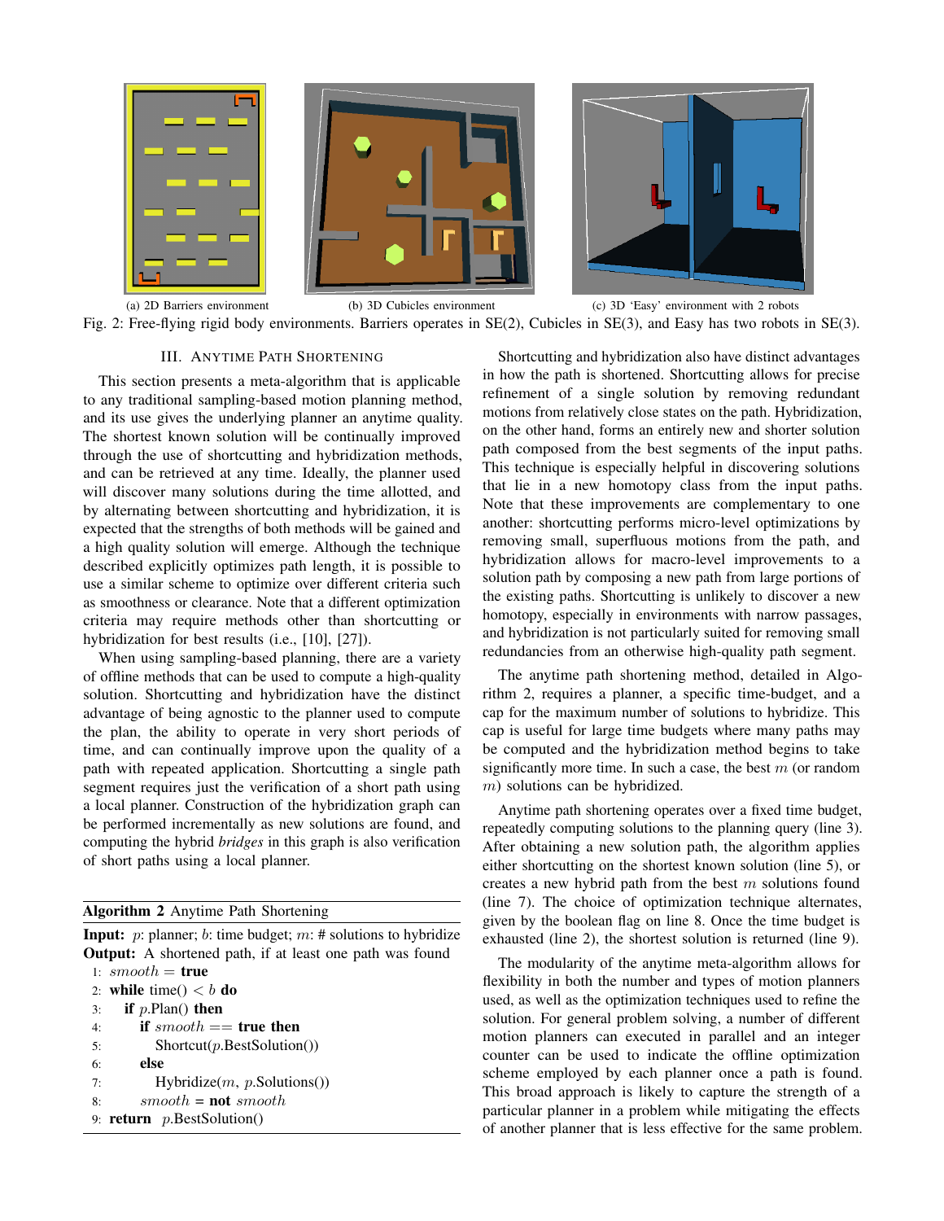(a) 2D Barriers environment (b) 3D Cubicles environment (c) 3D 'Easy' environment with 2 robots

Fig. 2: Free-flying rigid body environments. Barriers operates in SE(2), Cubicles in SE(3), and Easy has two robots in SE(3).

## III. Anytime Path Shortening

This section presents a meta-algorithm that is applicable to any traditional sampling-based motion planning method, and its use gives the underlying planner an anytime quality. The shortest known solution will be continually improved through the use of shortcutting and hybridization methods, and can be retrieved at any time. Ideally, the planner used will discover many solutions during the time allotted, and by alternating between shortcutting and hybridization, it is expected that the strengths of both methods will be gained and a high quality solution will emerge. Although the technique described explicitly optimizes path length, it is possible to use a similar scheme to optimize over different criteria such as smoothness or clearance. Note that a different optimization criteria may require methods other than shortcutting or hybridization for best results (i.e., [10], [27]).

When using sampling-based planning, there are a variety of offline methods that can be used to compute a high-quality solution. Shortcutting and hybridization have the distinct advantage of being agnostic to the planner used to compute the plan, the ability to operate in very short periods of time, and can continually improve upon the quality of a path with repeated application. Shortcutting a single path segment requires just the verification of a short path using a local planner. Construction of the hybridization graph can be performed incrementally as new solutions are found, and computing the hybrid *bridges* in this graph is also verification of short paths using a local planner.

**Algorithm 2** Anytime Path Shortening

**Input:** $p$: planner; $b$: time budget; $m$: # solutions to hybridize
**Output:** A shortened path, if at least one path was found

```
1: smooth = true
2: while time() < b do
3:   if p.Plan() then
4:     if smooth == true then
5:       Shortcut(p.BestSolution())
6:     else
7:       Hybridize(m, p.Solutions())
8:     smooth = not smooth
9: return p.BestSolution()
```

Shortcutting and hybridization also have distinct advantages in how the path is shortened. Shortcutting allows for precise refinement of a single solution by removing redundant motions from relatively close states on the path. Hybridization, on the other hand, forms an entirely new and shorter solution path composed from the best segments of the input paths. This technique is especially helpful in discovering solutions that lie in a new homotopy class from the input paths. Note that these improvements are complementary to one another: shortcutting performs micro-level optimizations by removing small, superfluous motions from the path, and hybridization allows for macro-level improvements to a solution path by composing a new path from large portions of the existing paths. Shortcutting is unlikely to discover a new homotopy, especially in environments with narrow passages, and hybridization is not particularly suited for removing small redundancies from an otherwise high-quality path segment.

The anytime path shortening method, detailed in Algorithm 2, requires a planner, a specific time-budget, and a cap for the maximum number of solutions to hybridize. This cap is useful for large time budgets where many paths may be computed and the hybridization method begins to take significantly more time. In such a case, the best $m$ (or random $m$) solutions can be hybridized.

Anytime path shortening operates over a fixed time budget, repeatedly computing solutions to the planning query (line 3). After obtaining a new solution path, the algorithm applies either shortcutting on the shortest known solution (line 5), or creates a new hybrid path from the best $m$ solutions found (line 7). The choice of optimization technique alternates, given by the boolean flag on line 8. Once the time budget is exhausted (line 2), the shortest solution is returned (line 9).

The modularity of the anytime meta-algorithm allows for flexibility in both the number and types of motion planners used, as well as the optimization techniques used to refine the solution. For general problem solving, a number of different motion planners can executed in parallel and an integer counter can be used to indicate the offline optimization scheme employed by each planner once a path is found. This broad approach is likely to capture the strength of a particular planner in a problem while mitigating the effects of another planner that is less effective for the same problem.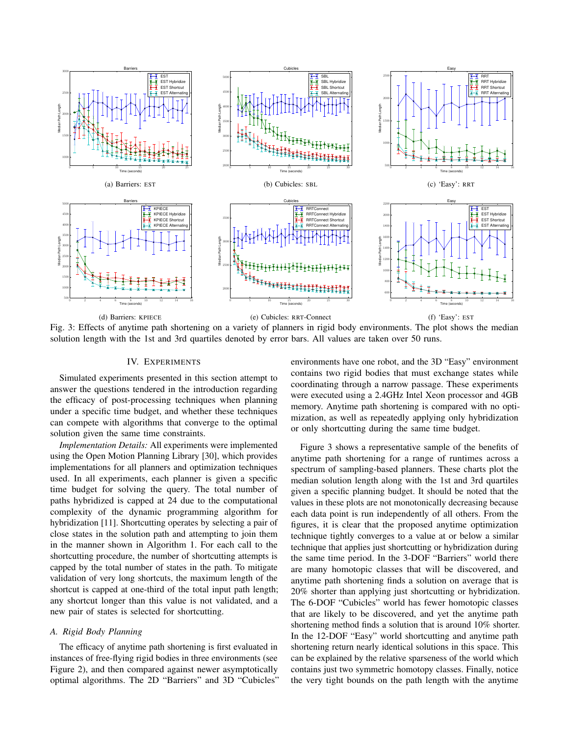Barriers

EST
EST Hybridize
EST Shortcut
EST Alternating

Median Path Length

Time (seconds)

(a) Barriers: EST

Cubicles

SBL
SBL Hybridize
SBL Shortcut
SBL Alternating

Median Path Length

Time (seconds)

(b) Cubicles: SBL

Easy

RRT
RRT Hybridize
RRT Shortcut
RRT Alternating

Median Path Length

Time (seconds)

(c) 'Easy': RRT

Barriers

KPIECE
KPIECE Hybridize
KPIECE Shortcut
KPIECE Alternating

Median Path Length

Time (seconds)

(d) Barriers: KPIECE

Cubicles

RRTConnect
RRTConnect Hybridize
RRTConnect Shortcut
RRTConnect Alternating

Median Path Length

Time (seconds)

(e) Cubicles: RRT-Connect

Easy

EST
EST Hybridize
EST Shortcut
EST Alternating

Median Path Length

Time (seconds)

(f) 'Easy': EST

Fig. 3: Effects of anytime path shortening on a variety of planners in rigid body environments. The plot shows the median solution length with the 1st and 3rd quartiles denoted by error bars. All values are taken over 50 runs.

## IV. Experiments

Simulated experiments presented in this section attempt to answer the questions tendered in the introduction regarding the efficacy of post-processing techniques when planning under a specific time budget, and whether these techniques can compete with algorithms that converge to the optimal solution given the same time constraints.

*Implementation Details:* All experiments were implemented using the Open Motion Planning Library [30], which provides implementations for all planners and optimization techniques used. In all experiments, each planner is given a specific time budget for solving the query. The total number of paths hybridized is capped at 24 due to the computational complexity of the dynamic programming algorithm for hybridization [11]. Shortcutting operates by selecting a pair of close states in the solution path and attempting to join them in the manner shown in Algorithm 1. For each call to the shortcutting procedure, the number of shortcutting attempts is capped by the total number of states in the path. To mitigate validation of very long shortcuts, the maximum length of the shortcut is capped at one-third of the total input path length; any shortcut longer than this value is not validated, and a new pair of states is selected for shortcutting.

### A. Rigid Body Planning

The efficacy of anytime path shortening is first evaluated in instances of free-flying rigid bodies in three environments (see Figure 2), and then compared against newer asymptotically optimal algorithms. The 2D "Barriers" and 3D "Cubicles" environments have one robot, and the 3D "Easy" environment contains two rigid bodies that must exchange states while coordinating through a narrow passage. These experiments were executed using a 2.4GHz Intel Xeon processor and 4GB memory. Anytime path shortening is compared with no optimization, as well as repeatedly applying only hybridization or only shortcutting during the same time budget.

Figure 3 shows a representative sample of the benefits of anytime path shortening for a range of runtimes across a spectrum of sampling-based planners. These charts plot the median solution length along with the 1st and 3rd quartiles given a specific planning budget. It should be noted that the values in these plots are not monotonically decreasing because each data point is run independently of all others. From the figures, it is clear that the proposed anytime optimization technique tightly converges to a value at or below a similar technique that applies just shortcutting or hybridization during the same time period. In the 3-DOF "Barriers" world there are many homotopic classes that will be discovered, and anytime path shortening finds a solution on average that is 20% shorter than applying just shortcutting or hybridization. The 6-DOF "Cubicles" world has fewer homotopic classes that are likely to be discovered, and yet the anytime path shortening method finds a solution that is around 10% shorter. In the 12-DOF "Easy" world shortcutting and anytime path shortening return nearly identical solutions in this space. This can be explained by the relative sparseness of the world which contains just two symmetric homotopy classes. Finally, notice the very tight bounds on the path length with the anytime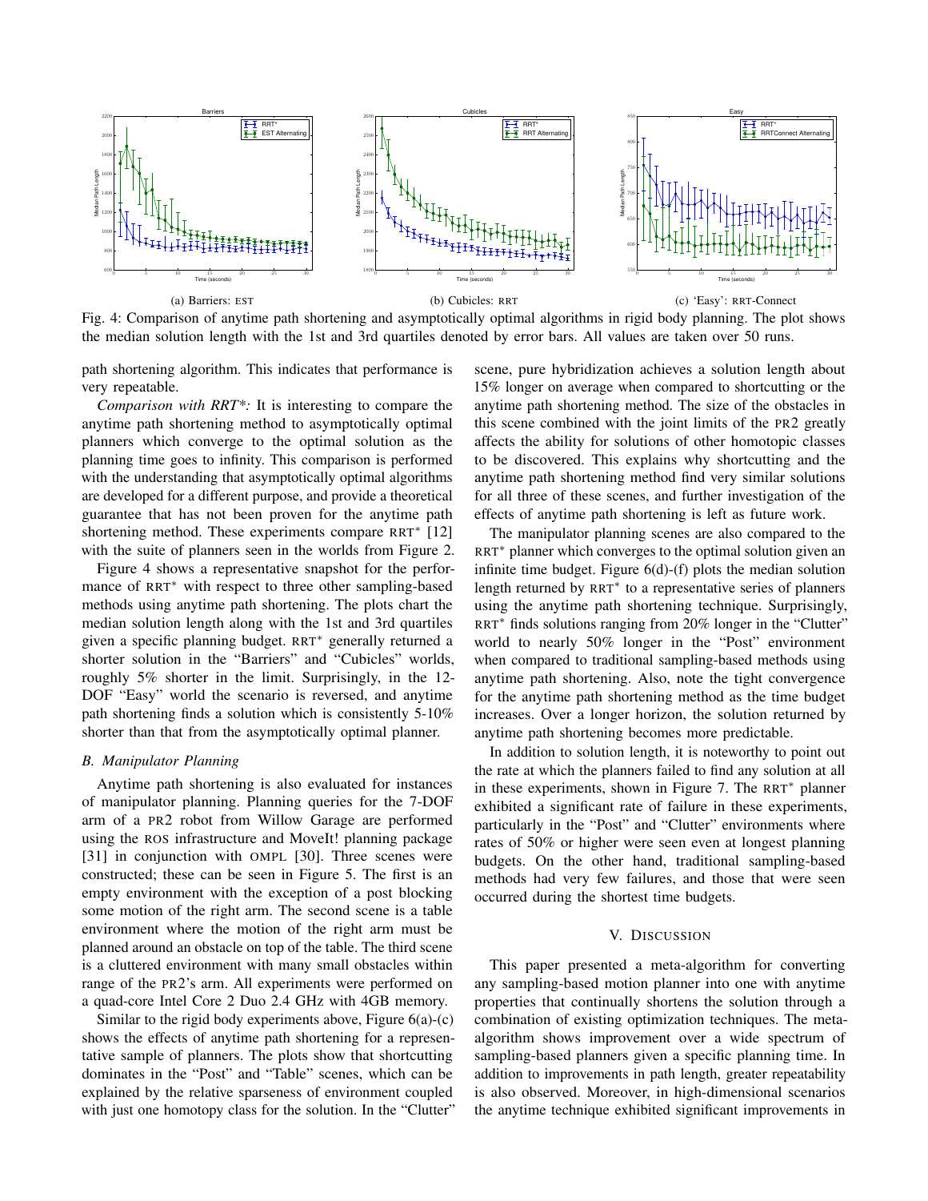Barriers

RRT*
EST Alternating

Median Path Length

Time (seconds)

2200
2000
1800
1600
1400
1200
1000
800
600

0 5 10 15 20 25 30

(a) Barriers: EST

Cubicles

RRT*
RRT Alternating

Median Path Length

Time (seconds)

2600
2500
2400
2300
2200
2100
2000
1900
1800

0 5 10 15 20 25 30

(b) Cubicles: RRT

Easy

RRT*
RRTConnect Alternating

Median Path Length

Time (seconds)

850
800
750
700
650
600
550

0 5 10 15 20 25 30

(c) 'Easy': RRT-Connect

Fig. 4: Comparison of anytime path shortening and asymptotically optimal algorithms in rigid body planning. The plot shows the median solution length with the 1st and 3rd quartiles denoted by error bars. All values are taken over 50 runs.

path shortening algorithm. This indicates that performance is very repeatable.

*Comparison with RRT\*:* It is interesting to compare the anytime path shortening method to asymptotically optimal planners which converge to the optimal solution as the planning time goes to infinity. This comparison is performed with the understanding that asymptotically optimal algorithms are developed for a different purpose, and provide a theoretical guarantee that has not been proven for the anytime path shortening method. These experiments compare RRT* [12] with the suite of planners seen in the worlds from Figure 2.

Figure 4 shows a representative snapshot for the performance of RRT* with respect to three other sampling-based methods using anytime path shortening. The plots chart the median solution length along with the 1st and 3rd quartiles given a specific planning budget. RRT* generally returned a shorter solution in the "Barriers" and "Cubicles" worlds, roughly 5% shorter in the limit. Surprisingly, in the 12-DOF "Easy" world the scenario is reversed, and anytime path shortening finds a solution which is consistently 5-10% shorter than that from the asymptotically optimal planner.

### B. Manipulator Planning

Anytime path shortening is also evaluated for instances of manipulator planning. Planning queries for the 7-DOF arm of a PR2 robot from Willow Garage are performed using the ROS infrastructure and MoveIt! planning package [31] in conjunction with OMPL [30]. Three scenes were constructed; these can be seen in Figure 5. The first is an empty environment with the exception of a post blocking some motion of the right arm. The second scene is a table environment where the motion of the right arm must be planned around an obstacle on top of the table. The third scene is a cluttered environment with many small obstacles within range of the PR2's arm. All experiments were performed on a quad-core Intel Core 2 Duo 2.4 GHz with 4GB memory.

Similar to the rigid body experiments above, Figure 6(a)-(c) shows the effects of anytime path shortening for a representative sample of planners. The plots show that shortcutting dominates in the "Post" and "Table" scenes, which can be explained by the relative sparseness of environment coupled with just one homotopy class for the solution. In the "Clutter" scene, pure hybridization achieves a solution length about 15% longer on average when compared to shortcutting or the anytime path shortening method. The size of the obstacles in this scene combined with the joint limits of the PR2 greatly affects the ability for solutions of other homotopic classes to be discovered. This explains why shortcutting and the anytime path shortening method find very similar solutions for all three of these scenes, and further investigation of the effects of anytime path shortening is left as future work.

The manipulator planning scenes are also compared to the RRT* planner which converges to the optimal solution given an infinite time budget. Figure 6(d)-(f) plots the median solution length returned by RRT* to a representative series of planners using the anytime path shortening technique. Surprisingly, RRT* finds solutions ranging from 20% longer in the "Clutter" world to nearly 50% longer in the "Post" environment when compared to traditional sampling-based methods using anytime path shortening. Also, note the tight convergence for the anytime path shortening method as the time budget increases. Over a longer horizon, the solution returned by anytime path shortening becomes more predictable.

In addition to solution length, it is noteworthy to point out the rate at which the planners failed to find any solution at all in these experiments, shown in Figure 7. The RRT* planner exhibited a significant rate of failure in these experiments, particularly in the "Post" and "Clutter" environments where rates of 50% or higher were seen even at longest planning budgets. On the other hand, traditional sampling-based methods had very few failures, and those that were seen occurred during the shortest time budgets.

## V. Discussion

This paper presented a meta-algorithm for converting any sampling-based motion planner into one with anytime properties that continually shortens the solution through a combination of existing optimization techniques. The meta-algorithm shows improvement over a wide spectrum of sampling-based planners given a specific planning time. In addition to improvements in path length, greater repeatability is also observed. Moreover, in high-dimensional scenarios the anytime technique exhibited significant improvements in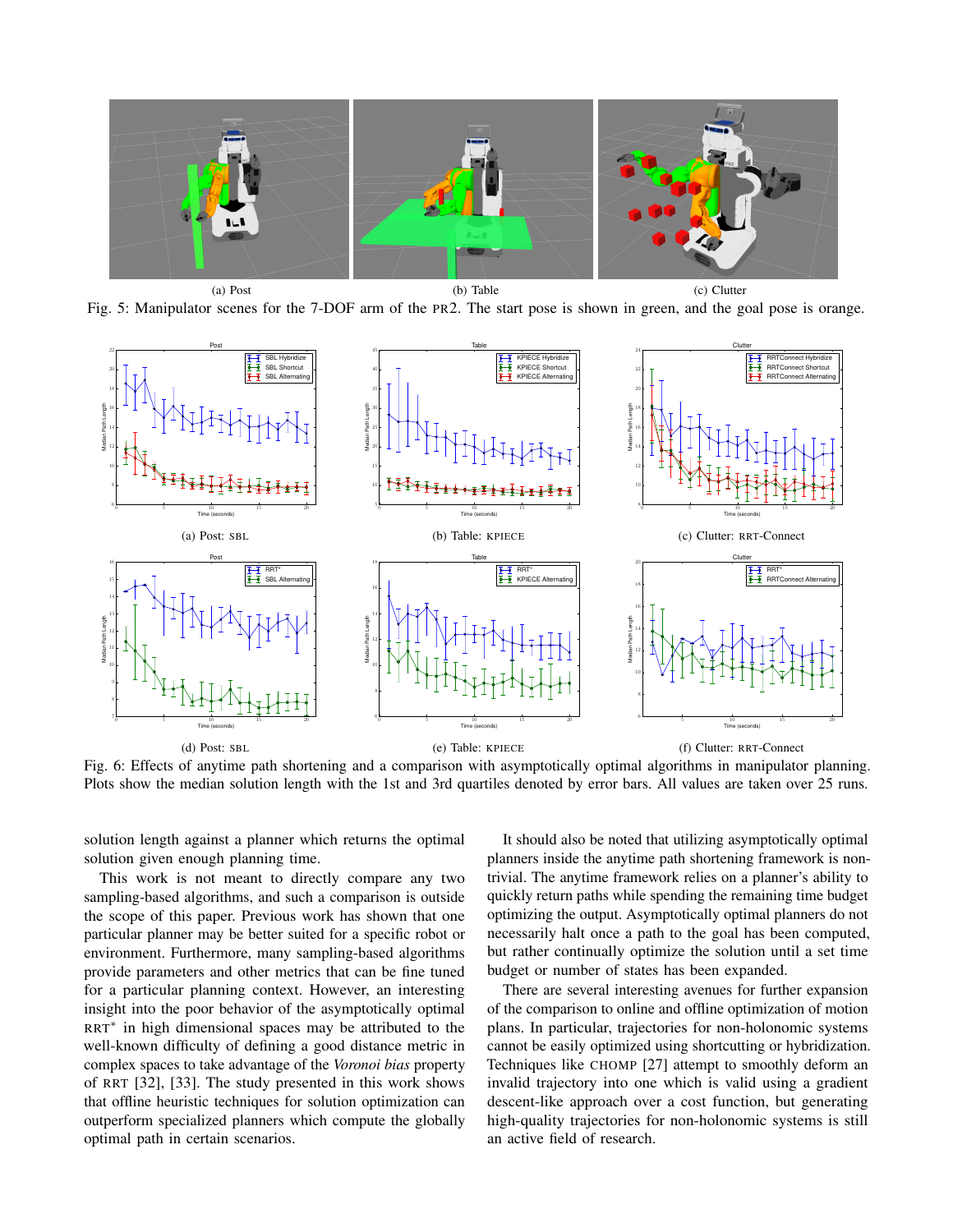(a) Post

(b) Table

(c) Clutter

Fig. 5: Manipulator scenes for the 7-DOF arm of the PR2. The start pose is shown in green, and the goal pose is orange.

Post

SBL Hybridize
SBL Shortcut
SBL Alternating

Median Path Length

Time (seconds)

(a) Post: SBL

Table

KPIECE Hybridize
KPIECE Shortcut
KPIECE Alternating

Median Path Length

Time (seconds)

(b) Table: KPIECE

Clutter

RRTConnect Hybridize
RRTConnect Shortcut
RRTConnect Alternating

Median Path Length

Time (seconds)

(c) Clutter: RRT-Connect

Post

RRT*
SBL Alternating

Median Path Length

Time (seconds)

(d) Post: SBL

Table

RRT*
KPIECE Alternating

Median Path Length

Time (seconds)

(e) Table: KPIECE

Clutter

RRT*
RRTConnect Alternating

Median Path Length

Time (seconds)

(f) Clutter: RRT-Connect

Fig. 6: Effects of anytime path shortening and a comparison with asymptotically optimal algorithms in manipulator planning. Plots show the median solution length with the 1st and 3rd quartiles denoted by error bars. All values are taken over 25 runs.

solution length against a planner which returns the optimal solution given enough planning time.

This work is not meant to directly compare any two sampling-based algorithms, and such a comparison is outside the scope of this paper. Previous work has shown that one particular planner may be better suited for a specific robot or environment. Furthermore, many sampling-based algorithms provide parameters and other metrics that can be fine tuned for a particular planning context. However, an interesting insight into the poor behavior of the asymptotically optimal RRT* in high dimensional spaces may be attributed to the well-known difficulty of defining a good distance metric in complex spaces to take advantage of the *Voronoi bias* property of RRT [32], [33]. The study presented in this work shows that offline heuristic techniques for solution optimization can outperform specialized planners which compute the globally optimal path in certain scenarios.

It should also be noted that utilizing asymptotically optimal planners inside the anytime path shortening framework is non-trivial. The anytime framework relies on a planner's ability to quickly return paths while spending the remaining time budget optimizing the output. Asymptotically optimal planners do not necessarily halt once a path to the goal has been computed, but rather continually optimize the solution until a set time budget or number of states has been expanded.

There are several interesting avenues for further expansion of the comparison to online and offline optimization of motion plans. In particular, trajectories for non-holonomic systems cannot be easily optimized using shortcutting or hybridization. Techniques like CHOMP [27] attempt to smoothly deform an invalid trajectory into one which is valid using a gradient descent-like approach over a cost function, but generating high-quality trajectories for non-holonomic systems is still an active field of research.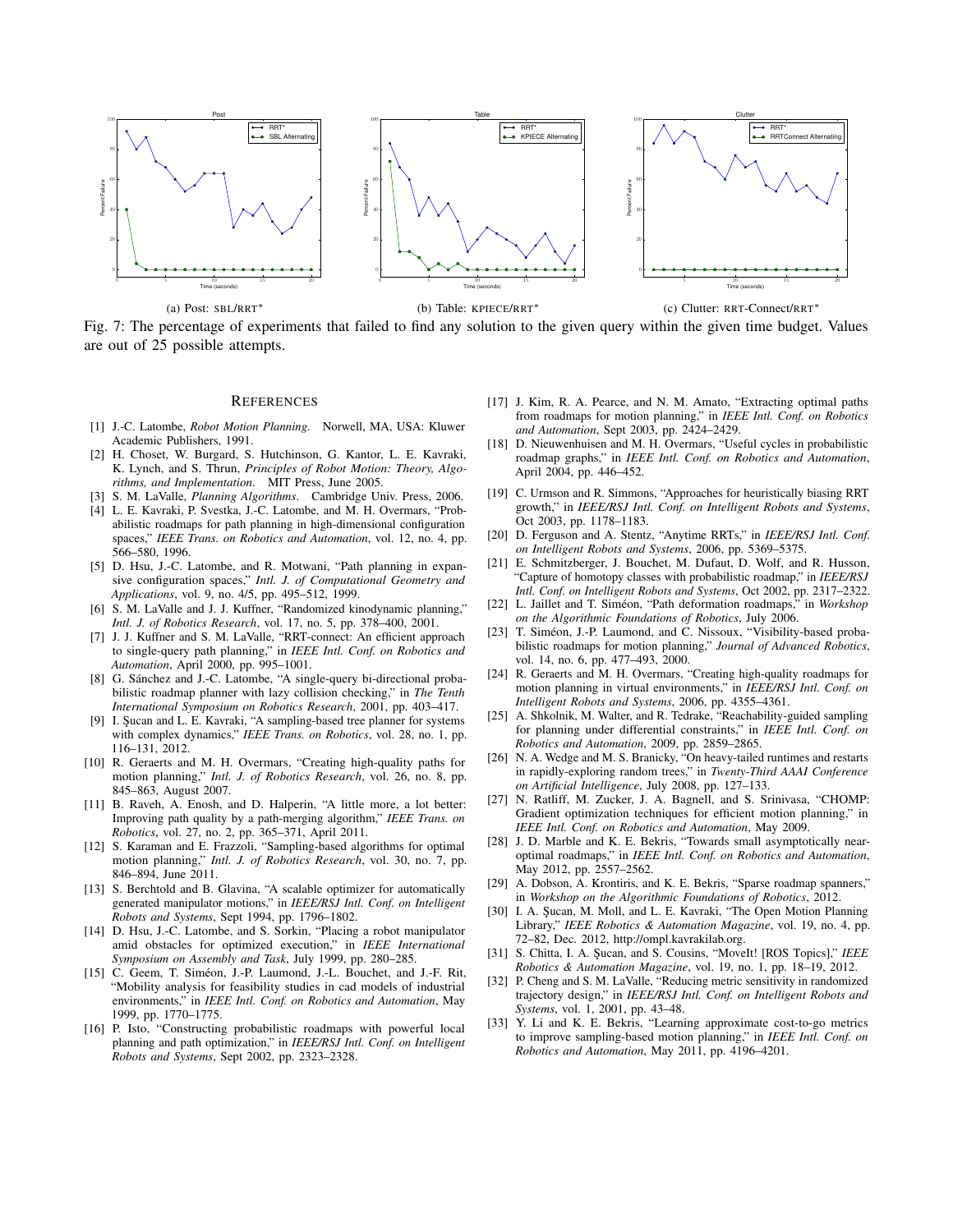Post

100
80
60
40
20
0

Percent Failure

5
10
15
20

Time (seconds)

RRT*
SBL Alternating

Table

100
80
60
40
20
0

Percent Failure

5
10
15
20

Time (seconds)

RRT*
KPIECE Alternating

Clutter

100
80
60
40
20
0

Percent Failure

5
10
15
20

Time (seconds)

RRT*
RRTConnect Alternating

(a) Post: SBL/RRT*

(b) Table: KPIECE/RRT*

(c) Clutter: RRT-Connect/RRT*

Fig. 7: The percentage of experiments that failed to find any solution to the given query within the given time budget. Values are out of 25 possible attempts.

## References

[1] J.-C. Latombe, *Robot Motion Planning*. Norwell, MA, USA: Kluwer Academic Publishers, 1991.

[2] H. Choset, W. Burgard, S. Hutchinson, G. Kantor, L. E. Kavraki, K. Lynch, and S. Thrun, *Principles of Robot Motion: Theory, Algorithms, and Implementation*. MIT Press, June 2005.

[3] S. M. LaValle, *Planning Algorithms*. Cambridge Univ. Press, 2006.

[4] L. E. Kavraki, P. Svestka, J.-C. Latombe, and M. H. Overmars, "Probabilistic roadmaps for path planning in high-dimensional configuration spaces," *IEEE Trans. on Robotics and Automation*, vol. 12, no. 4, pp. 566–580, 1996.

[5] D. Hsu, J.-C. Latombe, and R. Motwani, "Path planning in expansive configuration spaces," *Intl. J. of Computational Geometry and Applications*, vol. 9, no. 4/5, pp. 495–512, 1999.

[6] S. M. LaValle and J. J. Kuffner, "Randomized kinodynamic planning," *Intl. J. of Robotics Research*, vol. 17, no. 5, pp. 378–400, 2001.

[7] J. J. Kuffner and S. M. LaValle, "RRT-connect: An efficient approach to single-query path planning," in *IEEE Intl. Conf. on Robotics and Automation*, April 2000, pp. 995–1001.

[8] G. Sánchez and J.-C. Latombe, "A single-query bi-directional probabilistic roadmap planner with lazy collision checking," in *The Tenth International Symposium on Robotics Research*, 2001, pp. 403–417.

[9] I. Şucan and L. E. Kavraki, "A sampling-based tree planner for systems with complex dynamics," *IEEE Trans. on Robotics*, vol. 28, no. 1, pp. 116–131, 2012.

[10] R. Geraerts and M. H. Overmars, "Creating high-quality paths for motion planning," *Intl. J. of Robotics Research*, vol. 26, no. 8, pp. 845–863, August 2007.

[11] B. Raveh, A. Enosh, and D. Halperin, "A little more, a lot better: Improving path quality by a path-merging algorithm," *IEEE Trans. on Robotics*, vol. 27, no. 2, pp. 365–371, April 2011.

[12] S. Karaman and E. Frazzoli, "Sampling-based algorithms for optimal motion planning," *Intl. J. of Robotics Research*, vol. 30, no. 7, pp. 846–894, June 2011.

[13] S. Berchtold and B. Glavina, "A scalable optimizer for automatically generated manipulator motions," in *IEEE/RSJ Intl. Conf. on Intelligent Robots and Systems*, Sept 1994, pp. 1796–1802.

[14] D. Hsu, J.-C. Latombe, and S. Sorkin, "Placing a robot manipulator amid obstacles for optimized execution," in *IEEE International Symposium on Assembly and Task*, July 1999, pp. 280–285.

[15] C. Geem, T. Siméon, J.-P. Laumond, J.-L. Bouchet, and J.-F. Rit, "Mobility analysis for feasibility studies in cad models of industrial environments," in *IEEE Intl. Conf. on Robotics and Automation*, May 1999, pp. 1770–1775.

[16] P. Isto, "Constructing probabilistic roadmaps with powerful local planning and path optimization," in *IEEE/RSJ Intl. Conf. on Intelligent Robots and Systems*, Sept 2002, pp. 2323–2328.

[17] J. Kim, R. A. Pearce, and N. M. Amato, "Extracting optimal paths from roadmaps for motion planning," in *IEEE Intl. Conf. on Robotics and Automation*, Sept 2003, pp. 2424–2429.

[18] D. Nieuwenhuisen and M. H. Overmars, "Useful cycles in probabilistic roadmap graphs," in *IEEE Intl. Conf. on Robotics and Automation*, April 2004, pp. 446–452.

[19] C. Urmson and R. Simmons, "Approaches for heuristically biasing RRT growth," in *IEEE/RSJ Intl. Conf. on Intelligent Robots and Systems*, Oct 2003, pp. 1178–1183.

[20] D. Ferguson and A. Stentz, "Anytime RRTs," in *IEEE/RSJ Intl. Conf. on Intelligent Robots and Systems*, 2006, pp. 5369–5375.

[21] E. Schmitzberger, J. Bouchet, M. Dufaut, D. Wolf, and R. Husson, "Capture of homotopy classes with probabilistic roadmap," in *IEEE/RSJ Intl. Conf. on Intelligent Robots and Systems*, Oct 2002, pp. 2317–2322.

[22] L. Jaillet and T. Siméon, "Path deformation roadmaps," in *Workshop on the Algorithmic Foundations of Robotics*, July 2006.

[23] T. Siméon, J.-P. Laumond, and C. Nissoux, "Visibility-based probabilistic roadmaps for motion planning," *Journal of Advanced Robotics*, vol. 14, no. 6, pp. 477–493, 2000.

[24] R. Geraerts and M. H. Overmars, "Creating high-quality roadmaps for motion planning in virtual environments," in *IEEE/RSJ Intl. Conf. on Intelligent Robots and Systems*, 2006, pp. 4355–4361.

[25] A. Shkolnik, M. Walter, and R. Tedrake, "Reachability-guided sampling for planning under differential constraints," in *IEEE Intl. Conf. on Robotics and Automation*, 2009, pp. 2859–2865.

[26] N. A. Wedge and M. S. Branicky, "On heavy-tailed runtimes and restarts in rapidly-exploring random trees," in *Twenty-Third AAAI Conference on Artificial Intelligence*, July 2008, pp. 127–133.

[27] N. Ratliff, M. Zucker, J. A. Bagnell, and S. Srinivasa, "CHOMP: Gradient optimization techniques for efficient motion planning," in *IEEE Intl. Conf. on Robotics and Automation*, May 2009.

[28] J. D. Marble and K. E. Bekris, "Towards small asymptotically near-optimal roadmaps," in *IEEE Intl. Conf. on Robotics and Automation*, May 2012, pp. 2557–2562.

[29] A. Dobson, A. Krontiris, and K. E. Bekris, "Sparse roadmap spanners," in *Workshop on the Algorithmic Foundations of Robotics*, 2012.

[30] I. A. Şucan, M. Moll, and L. E. Kavraki, "The Open Motion Planning Library," *IEEE Robotics & Automation Magazine*, vol. 19, no. 4, pp. 72–82, Dec. 2012, http://ompl.kavrakilab.org.

[31] S. Chitta, I. A. Şucan, and S. Cousins, "MoveIt! [ROS Topics]," *IEEE Robotics & Automation Magazine*, vol. 19, no. 1, pp. 18–19, 2012.

[32] P. Cheng and S. M. LaValle, "Reducing metric sensitivity in randomized trajectory design," in *IEEE/RSJ Intl. Conf. on Intelligent Robots and Systems*, vol. 1, 2001, pp. 43–48.

[33] Y. Li and K. E. Bekris, "Learning approximate cost-to-go metrics to improve sampling-based motion planning," in *IEEE Intl. Conf. on Robotics and Automation*, May 2011, pp. 4196–4201.